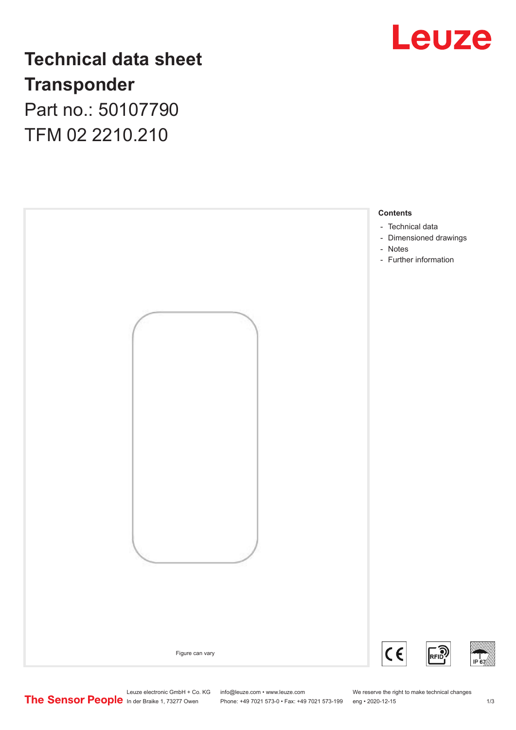# Technical data sheet

## Transponder

Part no.: 50107790

TFM 02 2210.210

Figure can vary

### Contents

- Technical data
- Dimensioned drawings
- Notes
- Further information

Leuze electronic GmbH + Co. KG
In der Braike 1, 73277 Owen

info@leuze.com • www.leuze.com
Phone: +49 7021 573-0 • Fax: +49 7021 573-199

We reserve the right to make technical changes
eng • 2020-12-15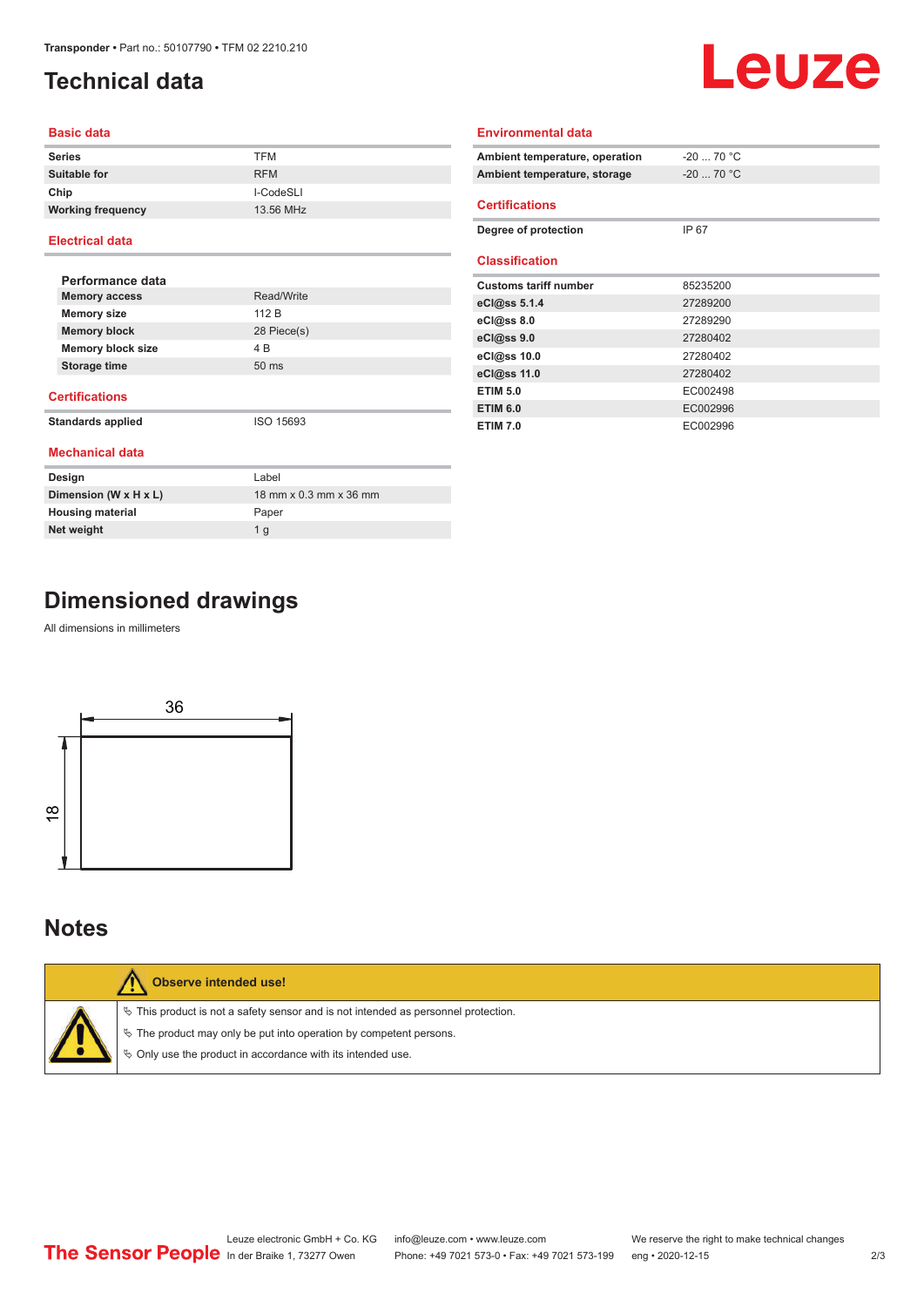# Technical data

## Basic data

| | |
|---|---|
| **Series** | TFM |
| **Suitable for** | RFM |
| **Chip** | I-CodeSLI |
| **Working frequency** | 13.56 MHz |

## Electrical data

**Performance data**

| | |
|---|---|
| **Memory access** | Read/Write |
| **Memory size** | 112 B |
| **Memory block** | 28 Piece(s) |
| **Memory block size** | 4 B |
| **Storage time** | 50 ms |

## Certifications

| | |
|---|---|
| **Standards applied** | ISO 15693 |

## Mechanical data

| | |
|---|---|
| **Design** | Label |
| **Dimension (W x H x L)** | 18 mm x 0.3 mm x 36 mm |
| **Housing material** | Paper |
| **Net weight** | 1 g |

## Environmental data

| | |
|---|---|
| **Ambient temperature, operation** | -20 ... 70 °C |
| **Ambient temperature, storage** | -20 ... 70 °C |

## Certifications

| | |
|---|---|
| **Degree of protection** | IP 67 |

## Classification

| | |
|---|---|
| **Customs tariff number** | 85235200 |
| **eCl@ss 5.1.4** | 27289200 |
| **eCl@ss 8.0** | 27289290 |
| **eCl@ss 9.0** | 27280402 |
| **eCl@ss 10.0** | 27280402 |
| **eCl@ss 11.0** | 27280402 |
| **ETIM 5.0** | EC002498 |
| **ETIM 6.0** | EC002996 |
| **ETIM 7.0** | EC002996 |

# Dimensioned drawings

All dimensions in millimeters

36

18

# Notes

**Observe intended use!**

- This product is not a safety sensor and is not intended as personnel protection.
- The product may only be put into operation by competent persons.
- Only use the product in accordance with its intended use.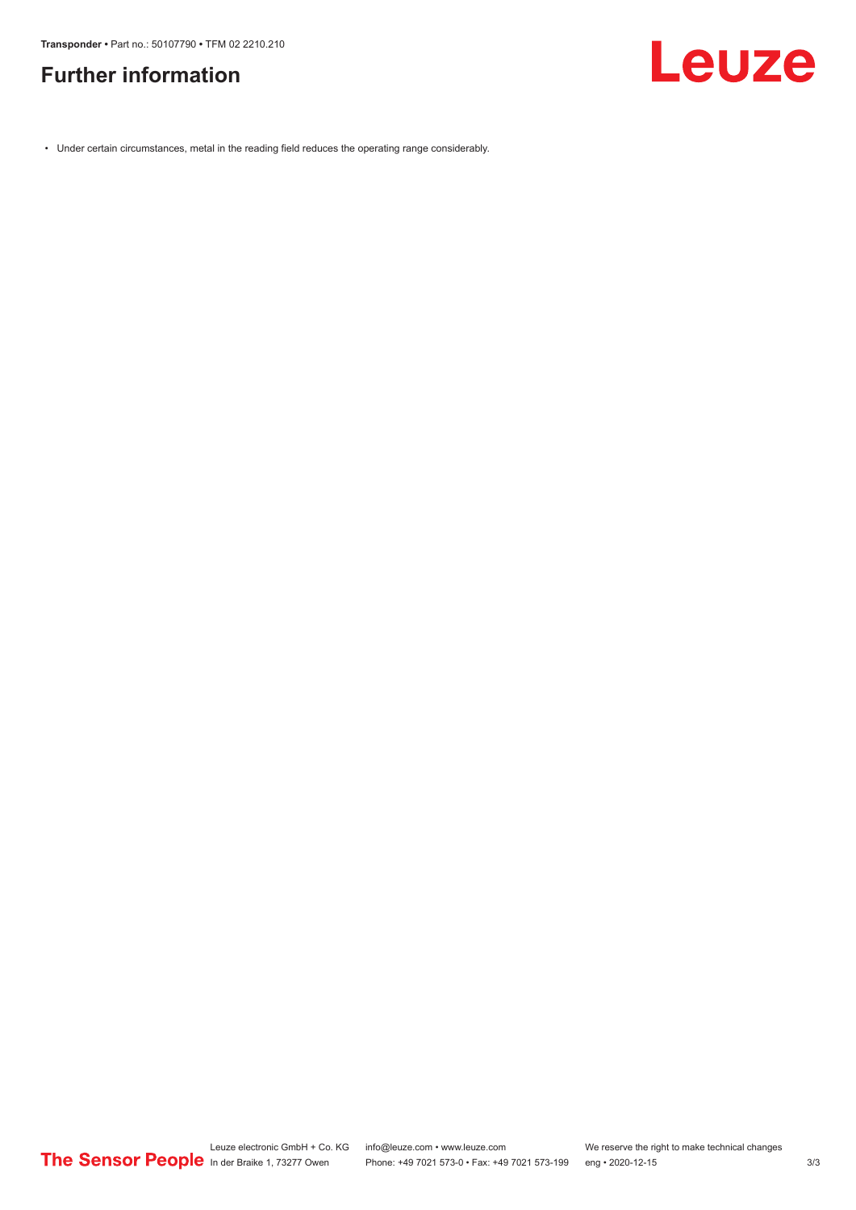## Further information

- Under certain circumstances, metal in the reading field reduces the operating range considerably.